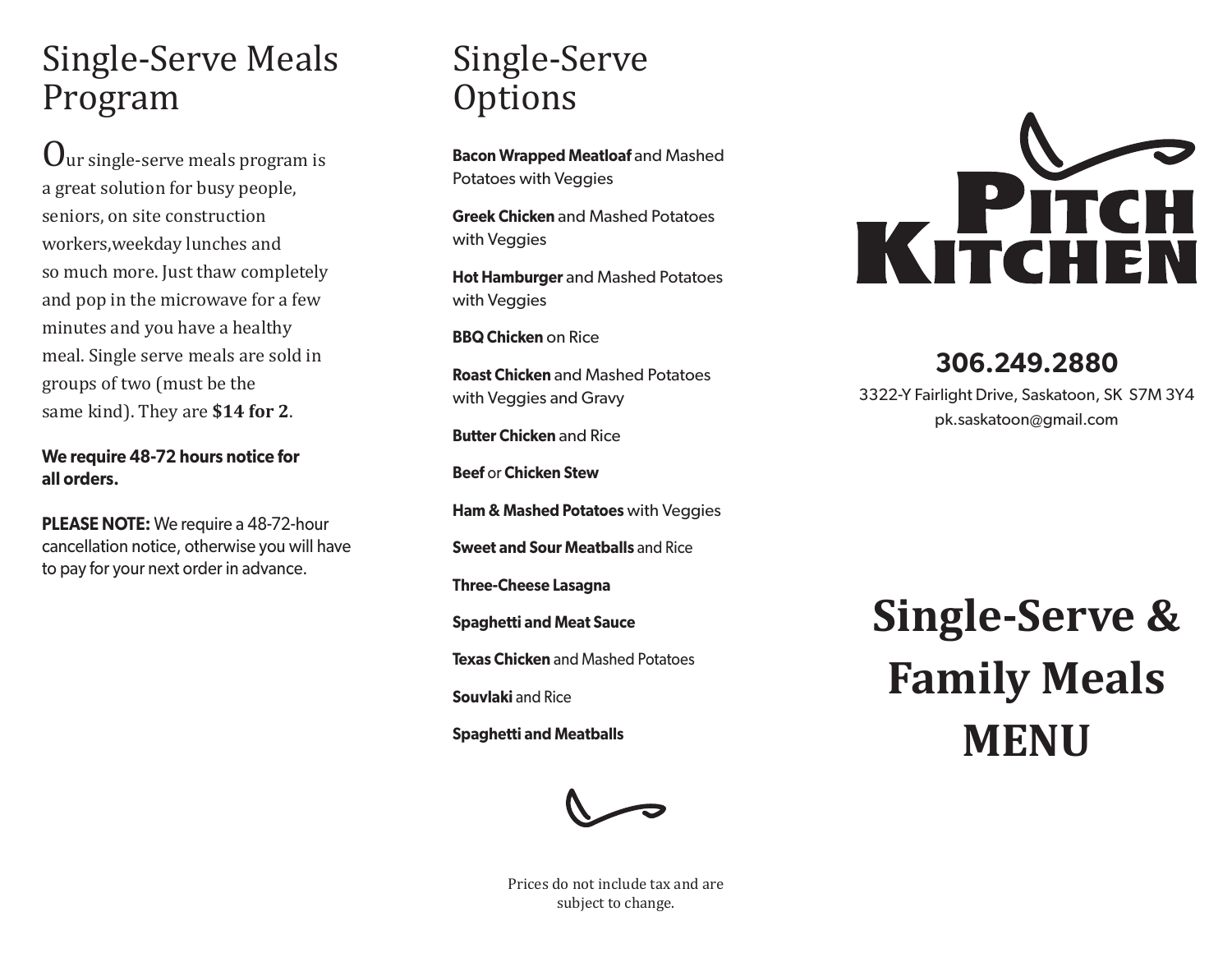# Single-Serve Meals Program

Our single-serve meals program is a great solution for busy people, seniors, on site construction workers,weekday lunches and so much more. Just thaw completely and pop in the microwave for a few minutes and you have a healthy meal. Single serve meals are sold in groups of two (must be the same kind). They are **$14 for 2**.

**We require 48-72 hours notice for all orders.**

**PLEASE NOTE:** We require a 48-72-hour cancellation notice, otherwise you will have to pay for your next order in advance.

# Single-Serve Options

**Bacon Wrapped Meatloaf** and Mashed Potatoes with Veggies

**Greek Chicken** and Mashed Potatoes with Veggies

**Hot Hamburger** and Mashed Potatoes with Veggies

**BBQ Chicken** on Rice

**Roast Chicken** and Mashed Potatoes with Veggies and Gravy

**Butter Chicken** and Rice

**Beef** or **Chicken Stew**

**Ham & Mashed Potatoes** with Veggies

**Sweet and Sour Meatballs** and Rice

**Three-Cheese Lasagna**

**Spaghetti and Meat Sauce**

**Texas Chicken** and Mashed Potatoes

**Souvlaki** and Rice

**Spaghetti and Meatballs**

Prices do not include tax and are subject to change.

PITCH KITCHEN

**306.249.2880**

3322-Y Fairlight Drive, Saskatoon, SK S7M 3Y4

pk.saskatoon@gmail.com

# Single-Serve & Family Meals MENU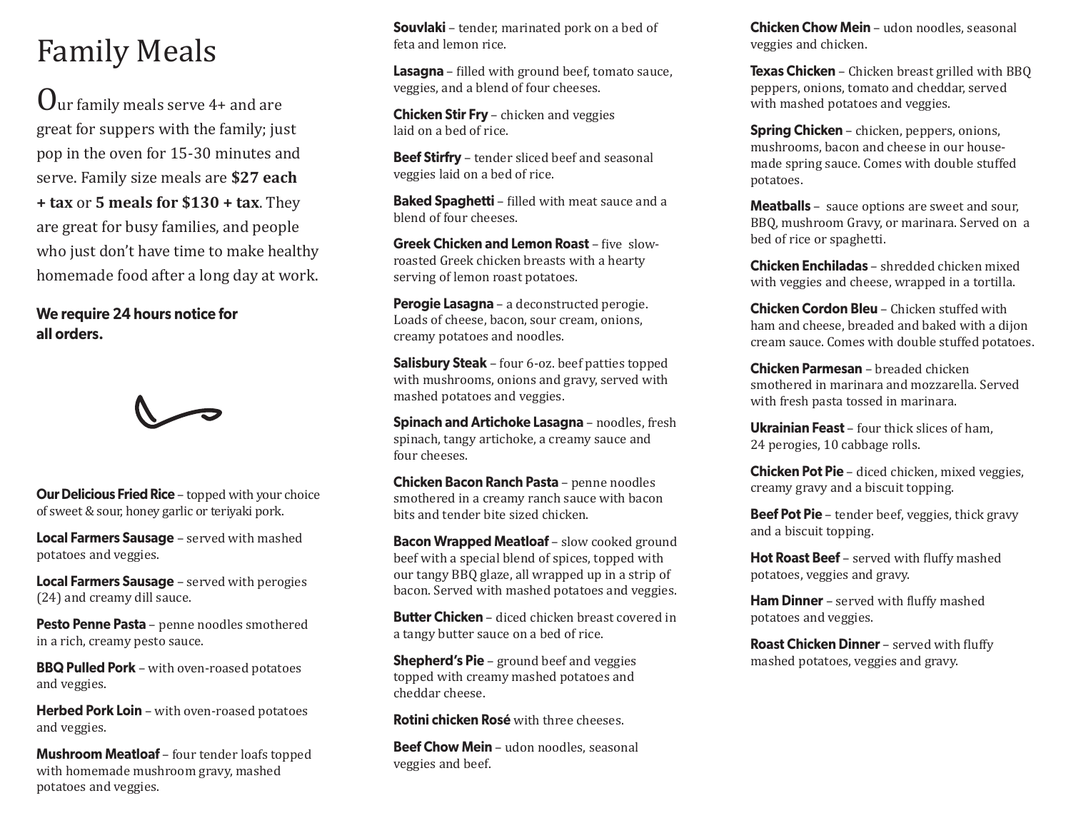# Family Meals

Our family meals serve 4+ and are great for suppers with the family; just pop in the oven for 15-30 minutes and serve. Family size meals are **$27 each + tax** or **5 meals for $130 + tax**. They are great for busy families, and people who just don't have time to make healthy homemade food after a long day at work.

**We require 24 hours notice for all orders.**

**Our Delicious Fried Rice** – topped with your choice of sweet & sour, honey garlic or teriyaki pork.

**Local Farmers Sausage** – served with mashed potatoes and veggies.

**Local Farmers Sausage** – served with perogies (24) and creamy dill sauce.

**Pesto Penne Pasta** – penne noodles smothered in a rich, creamy pesto sauce.

**BBQ Pulled Pork** – with oven-roased potatoes and veggies.

**Herbed Pork Loin** – with oven-roased potatoes and veggies.

**Mushroom Meatloaf** – four tender loafs topped with homemade mushroom gravy, mashed potatoes and veggies.

**Souvlaki** – tender, marinated pork on a bed of feta and lemon rice.

**Lasagna** – filled with ground beef, tomato sauce, veggies, and a blend of four cheeses.

**Chicken Stir Fry** – chicken and veggies laid on a bed of rice.

**Beef Stirfry** – tender sliced beef and seasonal veggies laid on a bed of rice.

**Baked Spaghetti** – filled with meat sauce and a blend of four cheeses.

**Greek Chicken and Lemon Roast** – five slow-roasted Greek chicken breasts with a hearty serving of lemon roast potatoes.

**Perogie Lasagna** – a deconstructed perogie. Loads of cheese, bacon, sour cream, onions, creamy potatoes and noodles.

**Salisbury Steak** – four 6-oz. beef patties topped with mushrooms, onions and gravy, served with mashed potatoes and veggies.

**Spinach and Artichoke Lasagna** – noodles, fresh spinach, tangy artichoke, a creamy sauce and four cheeses.

**Chicken Bacon Ranch Pasta** – penne noodles smothered in a creamy ranch sauce with bacon bits and tender bite sized chicken.

**Bacon Wrapped Meatloaf** – slow cooked ground beef with a special blend of spices, topped with our tangy BBQ glaze, all wrapped up in a strip of bacon. Served with mashed potatoes and veggies.

**Butter Chicken** – diced chicken breast covered in a tangy butter sauce on a bed of rice.

**Shepherd's Pie** – ground beef and veggies topped with creamy mashed potatoes and cheddar cheese.

**Rotini chicken Rosé** with three cheeses.

**Beef Chow Mein** – udon noodles, seasonal veggies and beef.

**Chicken Chow Mein** – udon noodles, seasonal veggies and chicken.

**Texas Chicken** – Chicken breast grilled with BBQ peppers, onions, tomato and cheddar, served with mashed potatoes and veggies.

**Spring Chicken** – chicken, peppers, onions, mushrooms, bacon and cheese in our house-made spring sauce. Comes with double stuffed potatoes.

**Meatballs** – sauce options are sweet and sour, BBQ, mushroom Gravy, or marinara. Served on a bed of rice or spaghetti.

**Chicken Enchiladas** – shredded chicken mixed with veggies and cheese, wrapped in a tortilla.

**Chicken Cordon Bleu** – Chicken stuffed with ham and cheese, breaded and baked with a dijon cream sauce. Comes with double stuffed potatoes.

**Chicken Parmesan** – breaded chicken smothered in marinara and mozzarella. Served with fresh pasta tossed in marinara.

**Ukrainian Feast** – four thick slices of ham, 24 perogies, 10 cabbage rolls.

**Chicken Pot Pie** – diced chicken, mixed veggies, creamy gravy and a biscuit topping.

**Beef Pot Pie** – tender beef, veggies, thick gravy and a biscuit topping.

**Hot Roast Beef** – served with fluffy mashed potatoes, veggies and gravy.

**Ham Dinner** – served with fluffy mashed potatoes and veggies.

**Roast Chicken Dinner** – served with fluffy mashed potatoes, veggies and gravy.